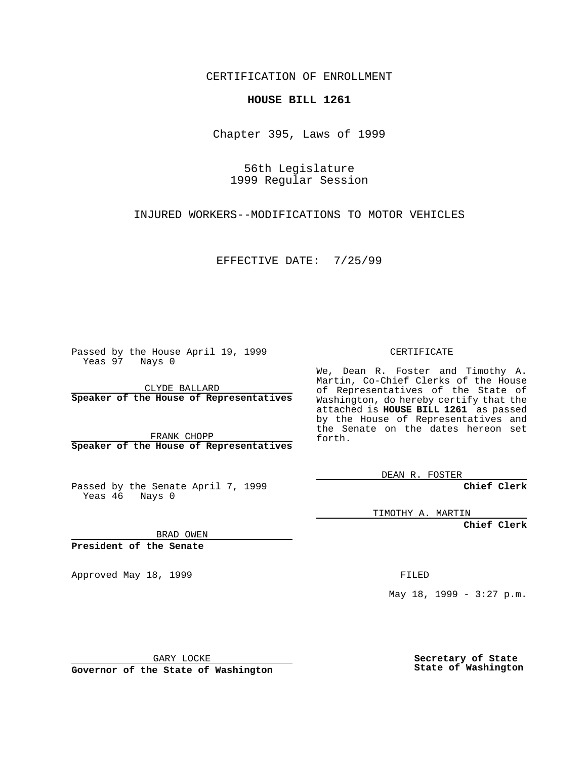CERTIFICATION OF ENROLLMENT

**HOUSE BILL 1261**

Chapter 395, Laws of 1999

56th Legislature
1999 Regular Session

INJURED WORKERS--MODIFICATIONS TO MOTOR VEHICLES

EFFECTIVE DATE: 7/25/99

Passed by the House April 19, 1999
Yeas 97 Nays 0

CLYDE BALLARD
**Speaker of the House of Representatives**

FRANK CHOPP
**Speaker of the House of Representatives**

Passed by the Senate April 7, 1999
Yeas 46 Nays 0

BRAD OWEN
**President of the Senate**

Approved May 18, 1999

GARY LOCKE
**Governor of the State of Washington**

CERTIFICATE

We, Dean R. Foster and Timothy A. Martin, Co-Chief Clerks of the House of Representatives of the State of Washington, do hereby certify that the attached is **HOUSE BILL 1261** as passed by the House of Representatives and the Senate on the dates hereon set forth.

DEAN R. FOSTER
**Chief Clerk**

TIMOTHY A. MARTIN
**Chief Clerk**

FILED

May 18, 1999 - 3:27 p.m.

**Secretary of State**
**State of Washington**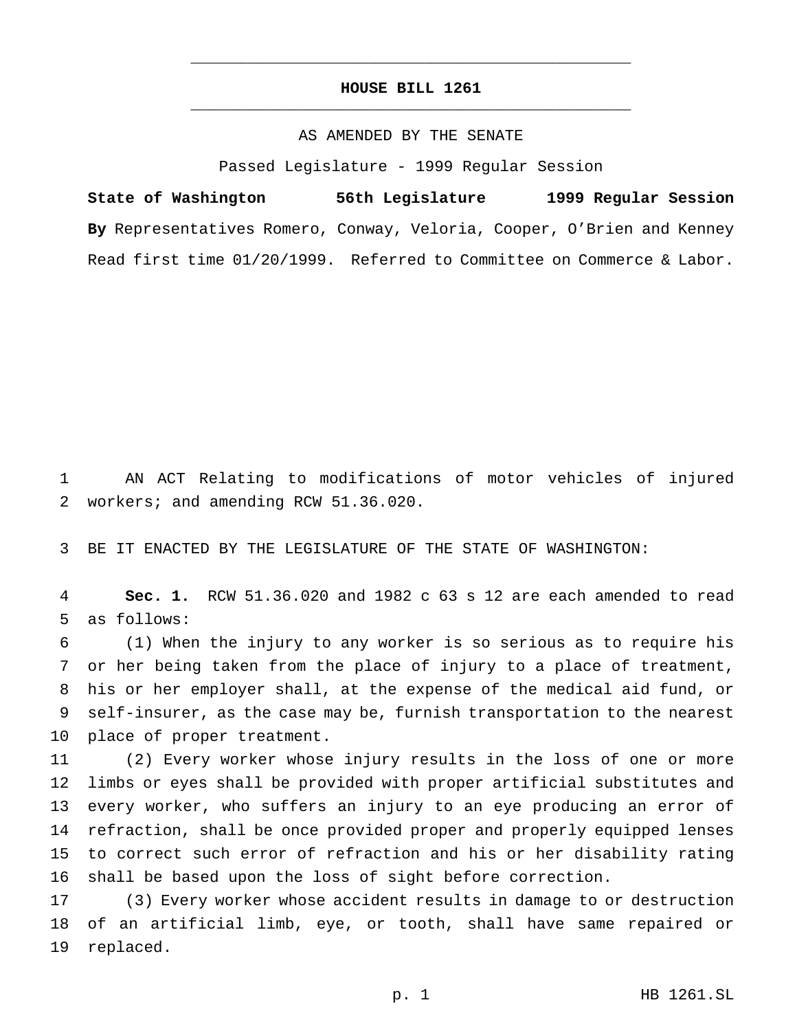# HOUSE BILL 1261

AS AMENDED BY THE SENATE

Passed Legislature - 1999 Regular Session

**State of Washington 56th Legislature 1999 Regular Session**

**By** Representatives Romero, Conway, Veloria, Cooper, O'Brien and Kenney

Read first time 01/20/1999. Referred to Committee on Commerce & Labor.

AN ACT Relating to modifications of motor vehicles of injured workers; and amending RCW 51.36.020.

BE IT ENACTED BY THE LEGISLATURE OF THE STATE OF WASHINGTON:

**Sec. 1.** RCW 51.36.020 and 1982 c 63 s 12 are each amended to read as follows:

(1) When the injury to any worker is so serious as to require his or her being taken from the place of injury to a place of treatment, his or her employer shall, at the expense of the medical aid fund, or self-insurer, as the case may be, furnish transportation to the nearest place of proper treatment.

(2) Every worker whose injury results in the loss of one or more limbs or eyes shall be provided with proper artificial substitutes and every worker, who suffers an injury to an eye producing an error of refraction, shall be once provided proper and properly equipped lenses to correct such error of refraction and his or her disability rating shall be based upon the loss of sight before correction.

(3) Every worker whose accident results in damage to or destruction of an artificial limb, eye, or tooth, shall have same repaired or replaced.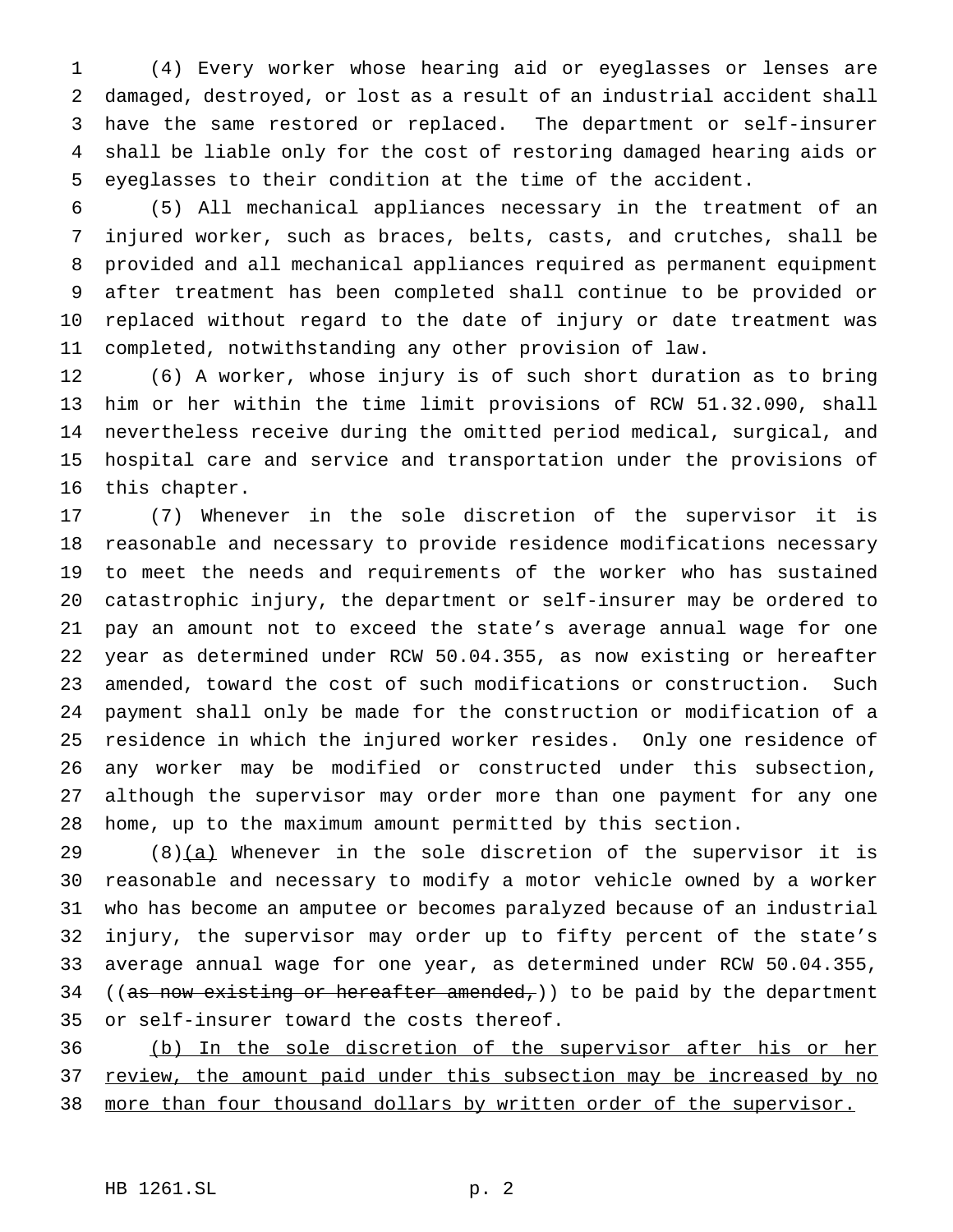(4) Every worker whose hearing aid or eyeglasses or lenses are damaged, destroyed, or lost as a result of an industrial accident shall have the same restored or replaced. The department or self-insurer shall be liable only for the cost of restoring damaged hearing aids or eyeglasses to their condition at the time of the accident.

(5) All mechanical appliances necessary in the treatment of an injured worker, such as braces, belts, casts, and crutches, shall be provided and all mechanical appliances required as permanent equipment after treatment has been completed shall continue to be provided or replaced without regard to the date of injury or date treatment was completed, notwithstanding any other provision of law.

(6) A worker, whose injury is of such short duration as to bring him or her within the time limit provisions of RCW 51.32.090, shall nevertheless receive during the omitted period medical, surgical, and hospital care and service and transportation under the provisions of this chapter.

(7) Whenever in the sole discretion of the supervisor it is reasonable and necessary to provide residence modifications necessary to meet the needs and requirements of the worker who has sustained catastrophic injury, the department or self-insurer may be ordered to pay an amount not to exceed the state's average annual wage for one year as determined under RCW 50.04.355, as now existing or hereafter amended, toward the cost of such modifications or construction. Such payment shall only be made for the construction or modification of a residence in which the injured worker resides. Only one residence of any worker may be modified or constructed under this subsection, although the supervisor may order more than one payment for any one home, up to the maximum amount permitted by this section.

(8)<u>(a)</u> Whenever in the sole discretion of the supervisor it is reasonable and necessary to modify a motor vehicle owned by a worker who has become an amputee or becomes paralyzed because of an industrial injury, the supervisor may order up to fifty percent of the state's average annual wage for one year, as determined under RCW 50.04.355, ((~~as now existing or hereafter amended,~~)) to be paid by the department or self-insurer toward the costs thereof.

<u>(b) In the sole discretion of the supervisor after his or her review, the amount paid under this subsection may be increased by no more than four thousand dollars by written order of the supervisor.</u>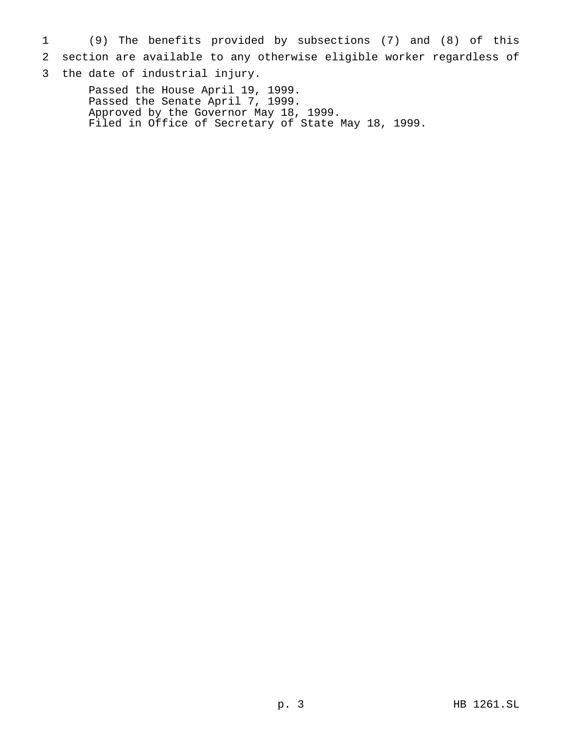(9) The benefits provided by subsections (7) and (8) of this section are available to any otherwise eligible worker regardless of the date of industrial injury.

Passed the House April 19, 1999.
Passed the Senate April 7, 1999.
Approved by the Governor May 18, 1999.
Filed in Office of Secretary of State May 18, 1999.